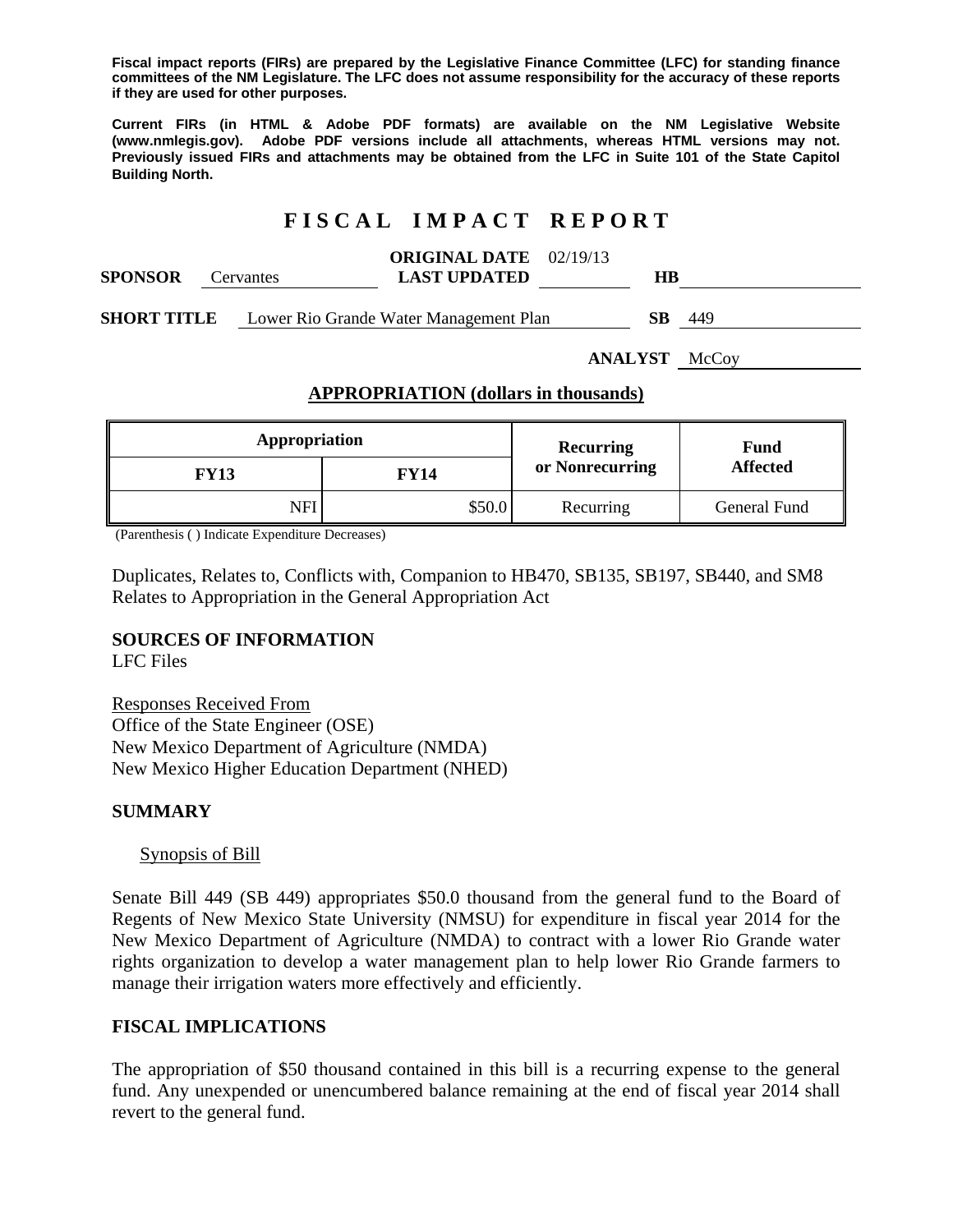**Fiscal impact reports (FIRs) are prepared by the Legislative Finance Committee (LFC) for standing finance committees of the NM Legislature. The LFC does not assume responsibility for the accuracy of these reports if they are used for other purposes.**

**Current FIRs (in HTML & Adobe PDF formats) are available on the NM Legislative Website (www.nmlegis.gov). Adobe PDF versions include all attachments, whereas HTML versions may not. Previously issued FIRs and attachments may be obtained from the LFC in Suite 101 of the State Capitol Building North.**

# F I S C A L   I M P A C T   R E P O R T

**SPONSOR** Cervantes  **ORIGINAL DATE** 02/19/13  **LAST UPDATED**  **HB**

**SHORT TITLE** Lower Rio Grande Water Management Plan  **SB** 449

**ANALYST** McCoy

## APPROPRIATION (dollars in thousands)

| Appropriation | | Recurring or Nonrecurring | Fund Affected |
|---|---|---|---|
| **FY13** | **FY14** | | |
| NFI | $50.0 | Recurring | General Fund |

(Parenthesis ( ) Indicate Expenditure Decreases)

Duplicates, Relates to, Conflicts with, Companion to HB470, SB135, SB197, SB440, and SM8
Relates to Appropriation in the General Appropriation Act

### SOURCES OF INFORMATION

LFC Files

Responses Received From
Office of the State Engineer (OSE)
New Mexico Department of Agriculture (NMDA)
New Mexico Higher Education Department (NHED)

### SUMMARY

Synopsis of Bill

Senate Bill 449 (SB 449) appropriates $50.0 thousand from the general fund to the Board of Regents of New Mexico State University (NMSU) for expenditure in fiscal year 2014 for the New Mexico Department of Agriculture (NMDA) to contract with a lower Rio Grande water rights organization to develop a water management plan to help lower Rio Grande farmers to manage their irrigation waters more effectively and efficiently.

### FISCAL IMPLICATIONS

The appropriation of $50 thousand contained in this bill is a recurring expense to the general fund. Any unexpended or unencumbered balance remaining at the end of fiscal year 2014 shall revert to the general fund.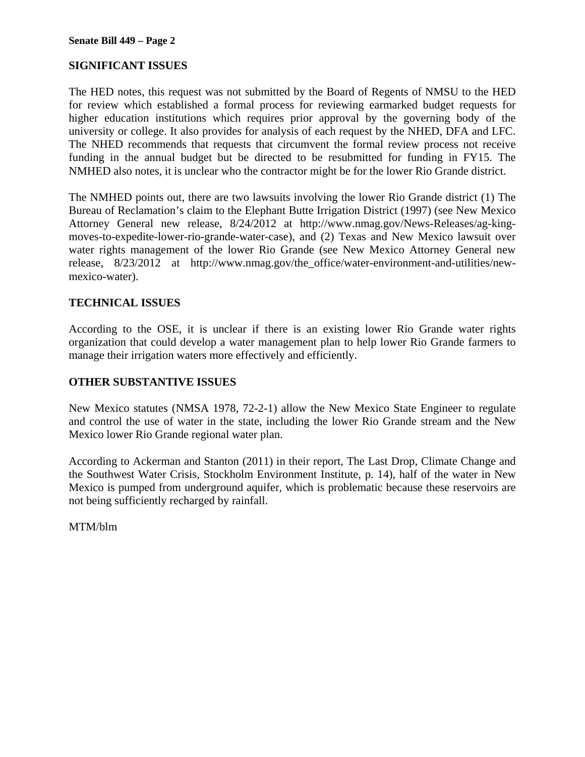## SIGNIFICANT ISSUES

The HED notes, this request was not submitted by the Board of Regents of NMSU to the HED for review which established a formal process for reviewing earmarked budget requests for higher education institutions which requires prior approval by the governing body of the university or college. It also provides for analysis of each request by the NHED, DFA and LFC. The NHED recommends that requests that circumvent the formal review process not receive funding in the annual budget but be directed to be resubmitted for funding in FY15. The NMHED also notes, it is unclear who the contractor might be for the lower Rio Grande district.

The NMHED points out, there are two lawsuits involving the lower Rio Grande district (1) The Bureau of Reclamation's claim to the Elephant Butte Irrigation District (1997) (see New Mexico Attorney General new release, 8/24/2012 at http://www.nmag.gov/News-Releases/ag-king-moves-to-expedite-lower-rio-grande-water-case), and (2) Texas and New Mexico lawsuit over water rights management of the lower Rio Grande (see New Mexico Attorney General new release, 8/23/2012 at http://www.nmag.gov/the_office/water-environment-and-utilities/new-mexico-water).

## TECHNICAL ISSUES

According to the OSE, it is unclear if there is an existing lower Rio Grande water rights organization that could develop a water management plan to help lower Rio Grande farmers to manage their irrigation waters more effectively and efficiently.

## OTHER SUBSTANTIVE ISSUES

New Mexico statutes (NMSA 1978, 72-2-1) allow the New Mexico State Engineer to regulate and control the use of water in the state, including the lower Rio Grande stream and the New Mexico lower Rio Grande regional water plan.

According to Ackerman and Stanton (2011) in their report, The Last Drop, Climate Change and the Southwest Water Crisis, Stockholm Environment Institute, p. 14), half of the water in New Mexico is pumped from underground aquifer, which is problematic because these reservoirs are not being sufficiently recharged by rainfall.

MTM/blm